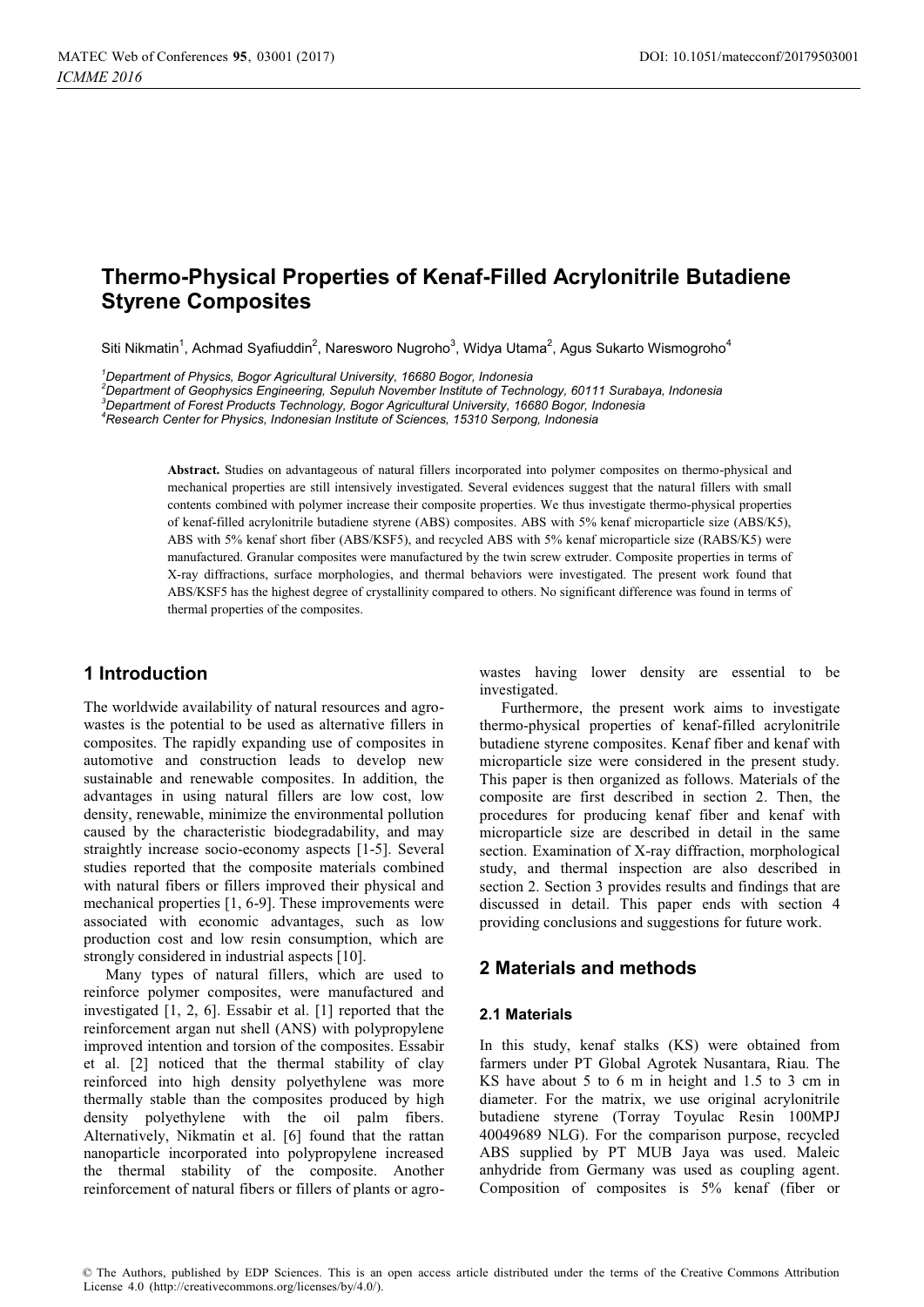# Thermo-Physical Properties of Kenaf-Filled Acrylonitrile Butadiene Styrene Composites

Siti Nikmatin[1], Achmad Syafiuddin[2], Naresworo Nugroho[3], Widya Utama[2], Agus Sukarto Wismogroho[4]

[1]*Department of Physics, Bogor Agricultural University, 16680 Bogor, Indonesia*
[2]*Department of Geophysics Engineering, Sepuluh November Institute of Technology, 60111 Surabaya, Indonesia*
[3]*Department of Forest Products Technology, Bogor Agricultural University, 16680 Bogor, Indonesia*
[4]*Research Center for Physics, Indonesian Institute of Sciences, 15310 Serpong, Indonesia*

**Abstract.** Studies on advantageous of natural fillers incorporated into polymer composites on thermo-physical and mechanical properties are still intensively investigated. Several evidences suggest that the natural fillers with small contents combined with polymer increase their composite properties. We thus investigate thermo-physical properties of kenaf-filled acrylonitrile butadiene styrene (ABS) composites. ABS with 5% kenaf microparticle size (ABS/K5), ABS with 5% kenaf short fiber (ABS/KSF5), and recycled ABS with 5% kenaf microparticle size (RABS/K5) were manufactured. Granular composites were manufactured by the twin screw extruder. Composite properties in terms of X-ray diffractions, surface morphologies, and thermal behaviors were investigated. The present work found that ABS/KSF5 has the highest degree of crystallinity compared to others. No significant difference was found in terms of thermal properties of the composites.

## 1 Introduction

The worldwide availability of natural resources and agro-wastes is the potential to be used as alternative fillers in composites. The rapidly expanding use of composites in automotive and construction leads to develop new sustainable and renewable composites. In addition, the advantages in using natural fillers are low cost, low density, renewable, minimize the environmental pollution caused by the characteristic biodegradability, and may straightly increase socio-economy aspects [1-5]. Several studies reported that the composite materials combined with natural fibers or fillers improved their physical and mechanical properties [1, 6-9]. These improvements were associated with economic advantages, such as low production cost and low resin consumption, which are strongly considered in industrial aspects [10].

Many types of natural fillers, which are used to reinforce polymer composites, were manufactured and investigated [1, 2, 6]. Essabir et al. [1] reported that the reinforcement argan nut shell (ANS) with polypropylene improved intention and torsion of the composites. Essabir et al. [2] noticed that the thermal stability of clay reinforced into high density polyethylene was more thermally stable than the composites produced by high density polyethylene with the oil palm fibers. Alternatively, Nikmatin et al. [6] found that the rattan nanoparticle incorporated into polypropylene increased the thermal stability of the composite. Another reinforcement of natural fibers or fillers of plants or agro-wastes having lower density are essential to be investigated.

Furthermore, the present work aims to investigate thermo-physical properties of kenaf-filled acrylonitrile butadiene styrene composites. Kenaf fiber and kenaf with microparticle size were considered in the present study. This paper is then organized as follows. Materials of the composite are first described in section 2. Then, the procedures for producing kenaf fiber and kenaf with microparticle size are described in detail in the same section. Examination of X-ray diffraction, morphological study, and thermal inspection are also described in section 2. Section 3 provides results and findings that are discussed in detail. This paper ends with section 4 providing conclusions and suggestions for future work.

## 2 Materials and methods

### 2.1 Materials

In this study, kenaf stalks (KS) were obtained from farmers under PT Global Agrotek Nusantara, Riau. The KS have about 5 to 6 m in height and 1.5 to 3 cm in diameter. For the matrix, we use original acrylonitrile butadiene styrene (Torray Toyulac Resin 100MPJ 40049689 NLG). For the comparison purpose, recycled ABS supplied by PT MUB Jaya was used. Maleic anhydride from Germany was used as coupling agent. Composition of composites is 5% kenaf (fiber or

© The Authors, published by EDP Sciences. This is an open access article distributed under the terms of the Creative Commons Attribution License 4.0 (http://creativecommons.org/licenses/by/4.0/).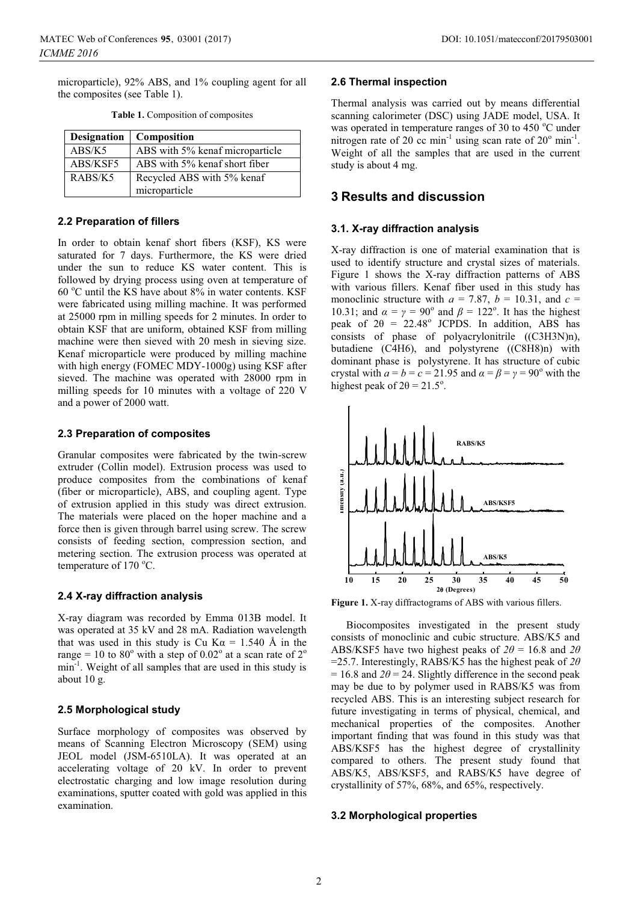microparticle), 92% ABS, and 1% coupling agent for all the composites (see Table 1).

**Table 1.** Composition of composites

| Designation | Composition |
| --- | --- |
| ABS/K5 | ABS with 5% kenaf microparticle |
| ABS/KSF5 | ABS with 5% kenaf short fiber |
| RABS/K5 | Recycled ABS with 5% kenaf microparticle |

### 2.2 Preparation of fillers

In order to obtain kenaf short fibers (KSF), KS were saturated for 7 days. Furthermore, the KS were dried under the sun to reduce KS water content. This is followed by drying process using oven at temperature of 60 °C until the KS have about 8% in water contents. KSF were fabricated using milling machine. It was performed at 25000 rpm in milling speeds for 2 minutes. In order to obtain KSF that are uniform, obtained KSF from milling machine were then sieved with 20 mesh in sieving size. Kenaf microparticle were produced by milling machine with high energy (FOMEC MDY-1000g) using KSF after sieved. The machine was operated with 28000 rpm in milling speeds for 10 minutes with a voltage of 220 V and a power of 2000 watt.

### 2.3 Preparation of composites

Granular composites were fabricated by the twin-screw extruder (Collin model). Extrusion process was used to produce composites from the combinations of kenaf (fiber or microparticle), ABS, and coupling agent. Type of extrusion applied in this study was direct extrusion. The materials were placed on the hoper machine and a force then is given through barrel using screw. The screw consists of feeding section, compression section, and metering section. The extrusion process was operated at temperature of 170 °C.

### 2.4 X-ray diffraction analysis

X-ray diagram was recorded by Emma 013B model. It was operated at 35 kV and 28 mA. Radiation wavelength that was used in this study is Cu K$\alpha$ = 1.540 Å in the range = 10 to 80° with a step of 0.02° at a scan rate of 2° min$^{-1}$. Weight of all samples that are used in this study is about 10 g.

### 2.5 Morphological study

Surface morphology of composites was observed by means of Scanning Electron Microscopy (SEM) using JEOL model (JSM-6510LA). It was operated at an accelerating voltage of 20 kV. In order to prevent electrostatic charging and low image resolution during examinations, sputter coated with gold was applied in this examination.

### 2.6 Thermal inspection

Thermal analysis was carried out by means differential scanning calorimeter (DSC) using JADE model, USA. It was operated in temperature ranges of 30 to 450 °C under nitrogen rate of 20 cc min$^{-1}$ using scan rate of 20° min$^{-1}$. Weight of all the samples that are used in the current study is about 4 mg.

## 3 Results and discussion

### 3.1. X-ray diffraction analysis

X-ray diffraction is one of material examination that is used to identify structure and crystal sizes of materials. Figure 1 shows the X-ray diffraction patterns of ABS with various fillers. Kenaf fiber used in this study has monoclinic structure with $a$ = 7.87, $b$ = 10.31, and $c$ = 10.31; and $\alpha = \gamma = 90°$ and $\beta = 122°$. It has the highest peak of $2\theta$ = 22.48° JCPDS. In addition, ABS has consists of phase of polyacrylonitrile (($C_3H_3N$)n), butadiene ($C_4H_6$), and polystyrene (($C_8H_8$)n) with dominant phase is polystyrene. It has structure of cubic crystal with $a = b = c = 21.95$ and $\alpha = \beta = \gamma = 90°$ with the highest peak of $2\theta = 21.5°$.

**Figure 1.** X-ray diffractograms of ABS with various fillers.

Biocomposites investigated in the present study consists of monoclinic and cubic structure. ABS/K5 and ABS/KSF5 have two highest peaks of $2\theta$ = 16.8 and $2\theta$ =25.7. Interestingly, RABS/K5 has the highest peak of $2\theta$ = 16.8 and $2\theta$ = 24. Slightly difference in the second peak may be due to by polymer used in RABS/K5 was from recycled ABS. This is an interesting subject research for future investigating in terms of physical, chemical, and mechanical properties of the composites. Another important finding that was found in this study was that ABS/KSF5 has the highest degree of crystallinity compared to others. The present study found that ABS/K5, ABS/KSF5, and RABS/K5 have degree of crystallinity of 57%, 68%, and 65%, respectively.

### 3.2 Morphological properties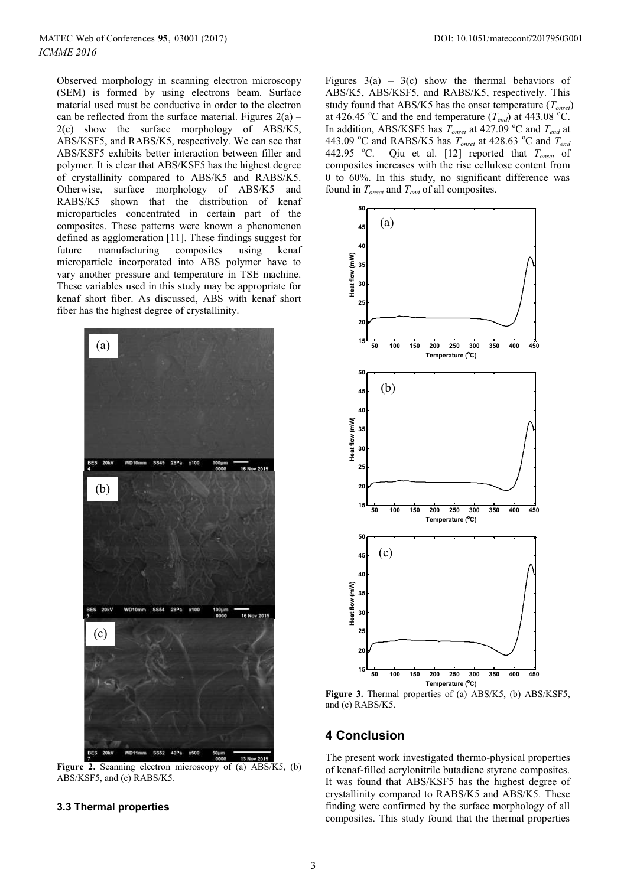Observed morphology in scanning electron microscopy (SEM) is formed by using electrons beam. Surface material used must be conductive in order to the electron can be reflected from the surface material. Figures 2(a) – 2(c) show the surface morphology of ABS/K5, ABS/KSF5, and RABS/K5, respectively. We can see that ABS/KSF5 exhibits better interaction between filler and polymer. It is clear that ABS/KSF5 has the highest degree of crystallinity compared to ABS/K5 and RABS/K5. Otherwise, surface morphology of ABS/K5 and RABS/K5 shown that the distribution of kenaf microparticles concentrated in certain part of the composites. These patterns were known a phenomenon defined as agglomeration [11]. These findings suggest for future manufacturing composites using kenaf microparticle incorporated into ABS polymer have to vary another pressure and temperature in TSE machine. These variables used in this study may be appropriate for kenaf short fiber. As discussed, ABS with kenaf short fiber has the highest degree of crystallinity.

**Figure 2.** Scanning electron microscopy of (a) ABS/K5, (b) ABS/KSF5, and (c) RABS/K5.

### 3.3 Thermal properties

Figures 3(a) – 3(c) show the thermal behaviors of ABS/K5, ABS/KSF5, and RABS/K5, respectively. This study found that ABS/K5 has the onset temperature ($T_{onset}$) at 426.45 °C and the end temperature ($T_{end}$) at 443.08 °C. In addition, ABS/KSF5 has $T_{onset}$ at 427.09 °C and $T_{end}$ at 443.09 °C and RABS/K5 has $T_{onset}$ at 428.63 °C and $T_{end}$ 442.95 °C. Qiu et al. [12] reported that $T_{onset}$ of composites increases with the rise cellulose content from 0 to 60%. In this study, no significant difference was found in $T_{onset}$ and $T_{end}$ of all composites.

**Figure 3.** Thermal properties of (a) ABS/K5, (b) ABS/KSF5, and (c) RABS/K5.

## 4 Conclusion

The present work investigated thermo-physical properties of kenaf-filled acrylonitrile butadiene styrene composites. It was found that ABS/KSF5 has the highest degree of crystallinity compared to RABS/K5 and ABS/K5. These finding were confirmed by the surface morphology of all composites. This study found that the thermal properties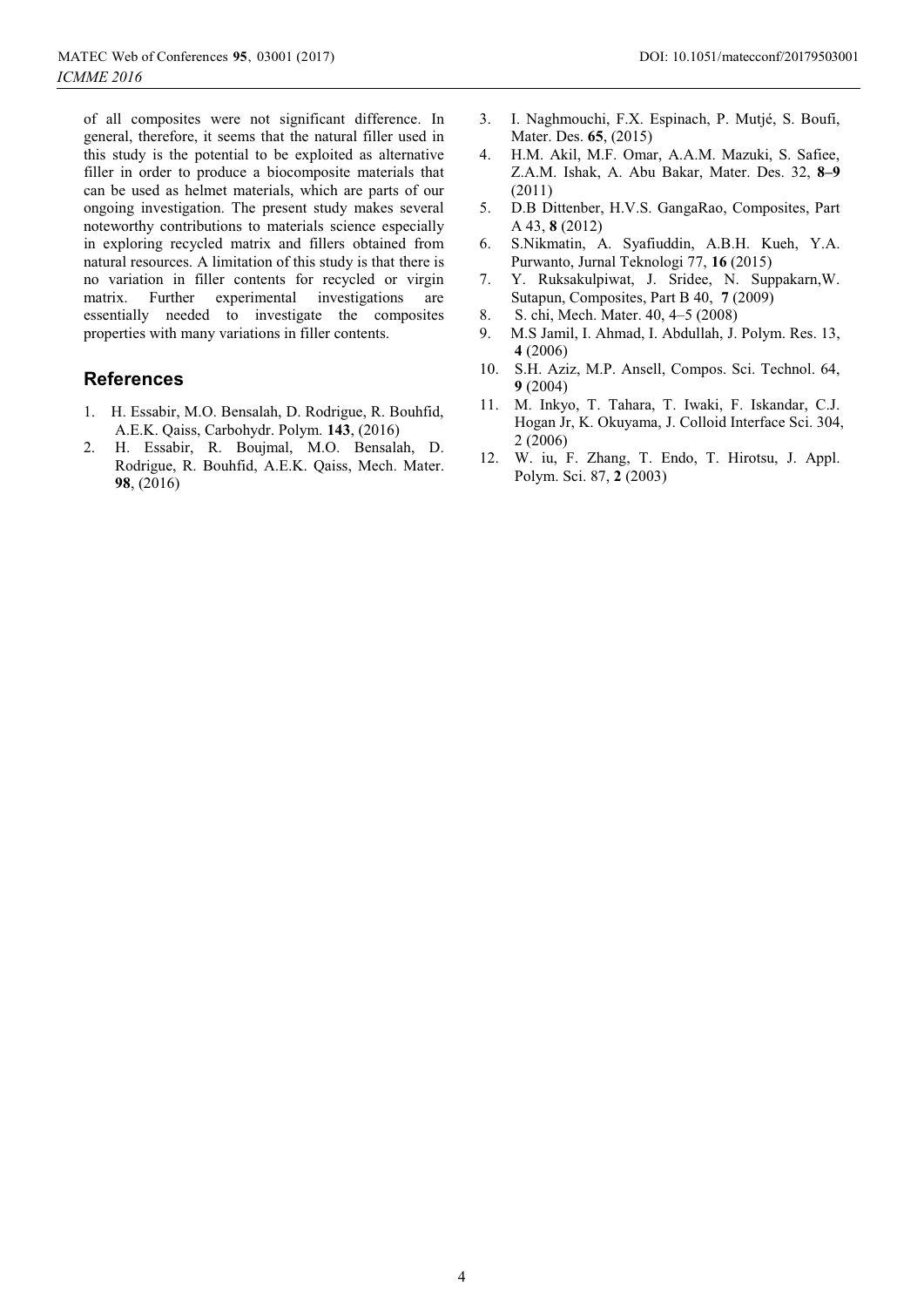of all composites were not significant difference. In general, therefore, it seems that the natural filler used in this study is the potential to be exploited as alternative filler in order to produce a biocomposite materials that can be used as helmet materials, which are parts of our ongoing investigation. The present study makes several noteworthy contributions to materials science especially in exploring recycled matrix and fillers obtained from natural resources. A limitation of this study is that there is no variation in filler contents for recycled or virgin matrix. Further experimental investigations are essentially needed to investigate the composites properties with many variations in filler contents.

## References

1. H. Essabir, M.O. Bensalah, D. Rodrigue, R. Bouhfid, A.E.K. Qaiss, Carbohydr. Polym. **143**, (2016)
2. H. Essabir, R. Boujmal, M.O. Bensalah, D. Rodrigue, R. Bouhfid, A.E.K. Qaiss, Mech. Mater. **98**, (2016)
3. I. Naghmouchi, F.X. Espinach, P. Mutjé, S. Boufi, Mater. Des. **65**, (2015)
4. H.M. Akil, M.F. Omar, A.A.M. Mazuki, S. Safiee, Z.A.M. Ishak, A. Abu Bakar, Mater. Des. 32, **8–9** (2011)
5. D.B Dittenber, H.V.S. GangaRao, Composites, Part A 43, **8** (2012)
6. S.Nikmatin, A. Syafiuddin, A.B.H. Kueh, Y.A. Purwanto, Jurnal Teknologi 77, **16** (2015)
7. Y. Ruksakulpiwat, J. Sridee, N. Suppakarn,W. Sutapun, Composites, Part B 40, **7** (2009)
8. S. chi, Mech. Mater. 40, 4–5 (2008)
9. M.S Jamil, I. Ahmad, I. Abdullah, J. Polym. Res. 13, **4** (2006)
10. S.H. Aziz, M.P. Ansell, Compos. Sci. Technol. 64, **9** (2004)
11. M. Inkyo, T. Tahara, T. Iwaki, F. Iskandar, C.J. Hogan Jr, K. Okuyama, J. Colloid Interface Sci. 304, 2 (2006)
12. W. iu, F. Zhang, T. Endo, T. Hirotsu, J. Appl. Polym. Sci. 87, **2** (2003)